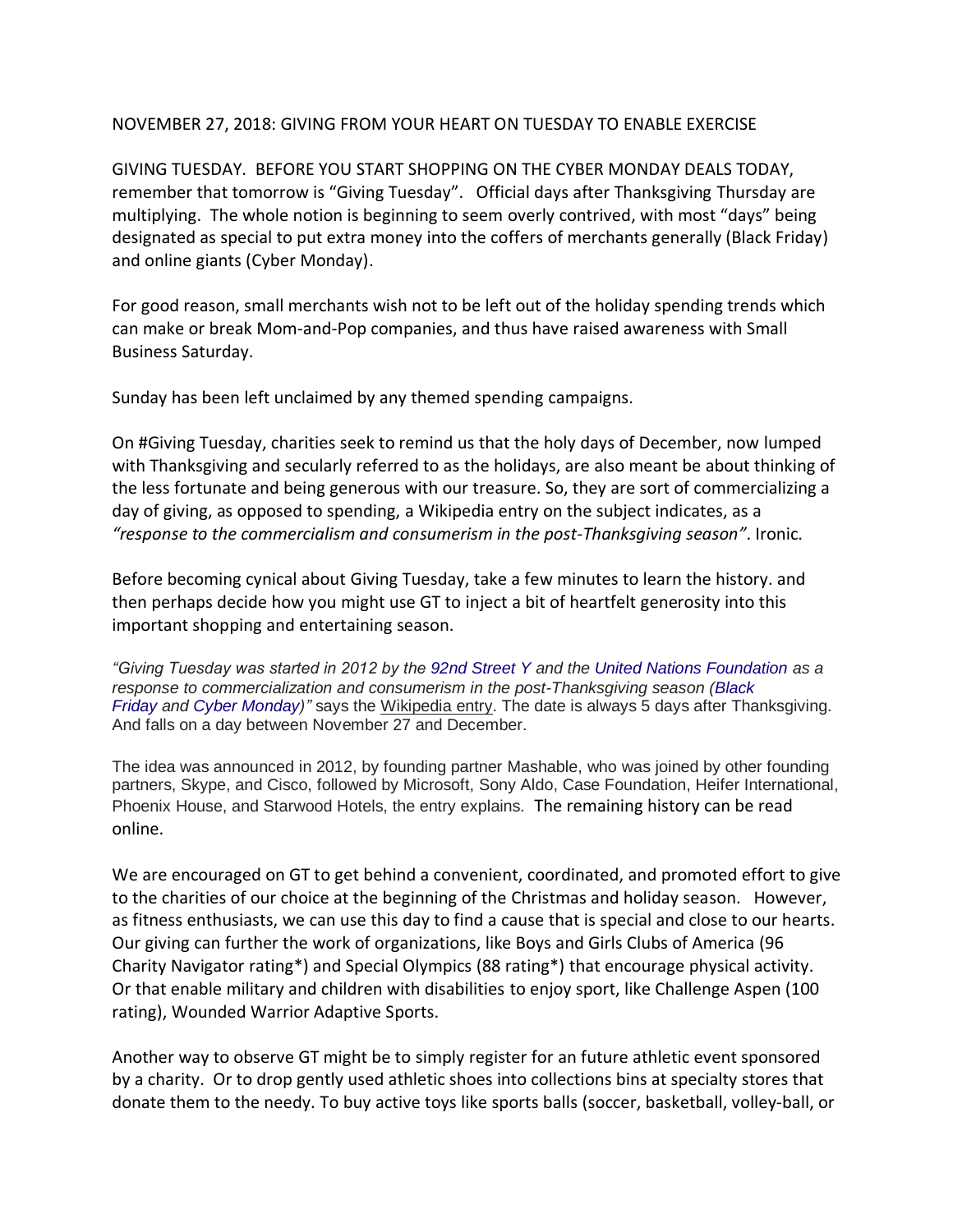NOVEMBER 27, 2018: GIVING FROM YOUR HEART ON TUESDAY TO ENABLE EXERCISE

GIVING TUESDAY. BEFORE YOU START SHOPPING ON THE CYBER MONDAY DEALS TODAY, remember that tomorrow is "Giving Tuesday". Official days after Thanksgiving Thursday are multiplying. The whole notion is beginning to seem overly contrived, with most "days" being designated as special to put extra money into the coffers of merchants generally (Black Friday) and online giants (Cyber Monday).

For good reason, small merchants wish not to be left out of the holiday spending trends which can make or break Mom-and-Pop companies, and thus have raised awareness with Small Business Saturday.

Sunday has been left unclaimed by any themed spending campaigns.

On #Giving Tuesday, charities seek to remind us that the holy days of December, now lumped with Thanksgiving and secularly referred to as the holidays, are also meant be about thinking of the less fortunate and being generous with our treasure. So, they are sort of commercializing a day of giving, as opposed to spending, a Wikipedia entry on the subject indicates, as a *"response to the commercialism and consumerism in the post-Thanksgiving season"*. Ironic.

Before becoming cynical about Giving Tuesday, take a few minutes to learn the history. and then perhaps decide how you might use GT to inject a bit of heartfelt generosity into this important shopping and entertaining season.

*"Giving Tuesday was started in 2012 by the 92nd Street Y and the United Nations Foundation as a response to commercialization and consumerism in the post-Thanksgiving season (Black Friday and Cyber Monday)"* says the Wikipedia entry. The date is always 5 days after Thanksgiving. And falls on a day between November 27 and December.

The idea was announced in 2012, by founding partner Mashable, who was joined by other founding partners, Skype, and Cisco, followed by Microsoft, Sony Aldo, Case Foundation, Heifer International, Phoenix House, and Starwood Hotels, the entry explains. The remaining history can be read online.

We are encouraged on GT to get behind a convenient, coordinated, and promoted effort to give to the charities of our choice at the beginning of the Christmas and holiday season. However, as fitness enthusiasts, we can use this day to find a cause that is special and close to our hearts. Our giving can further the work of organizations, like Boys and Girls Clubs of America (96 Charity Navigator rating*) and Special Olympics (88 rating*) that encourage physical activity. Or that enable military and children with disabilities to enjoy sport, like Challenge Aspen (100 rating), Wounded Warrior Adaptive Sports.

Another way to observe GT might be to simply register for an future athletic event sponsored by a charity. Or to drop gently used athletic shoes into collections bins at specialty stores that donate them to the needy. To buy active toys like sports balls (soccer, basketball, volley-ball, or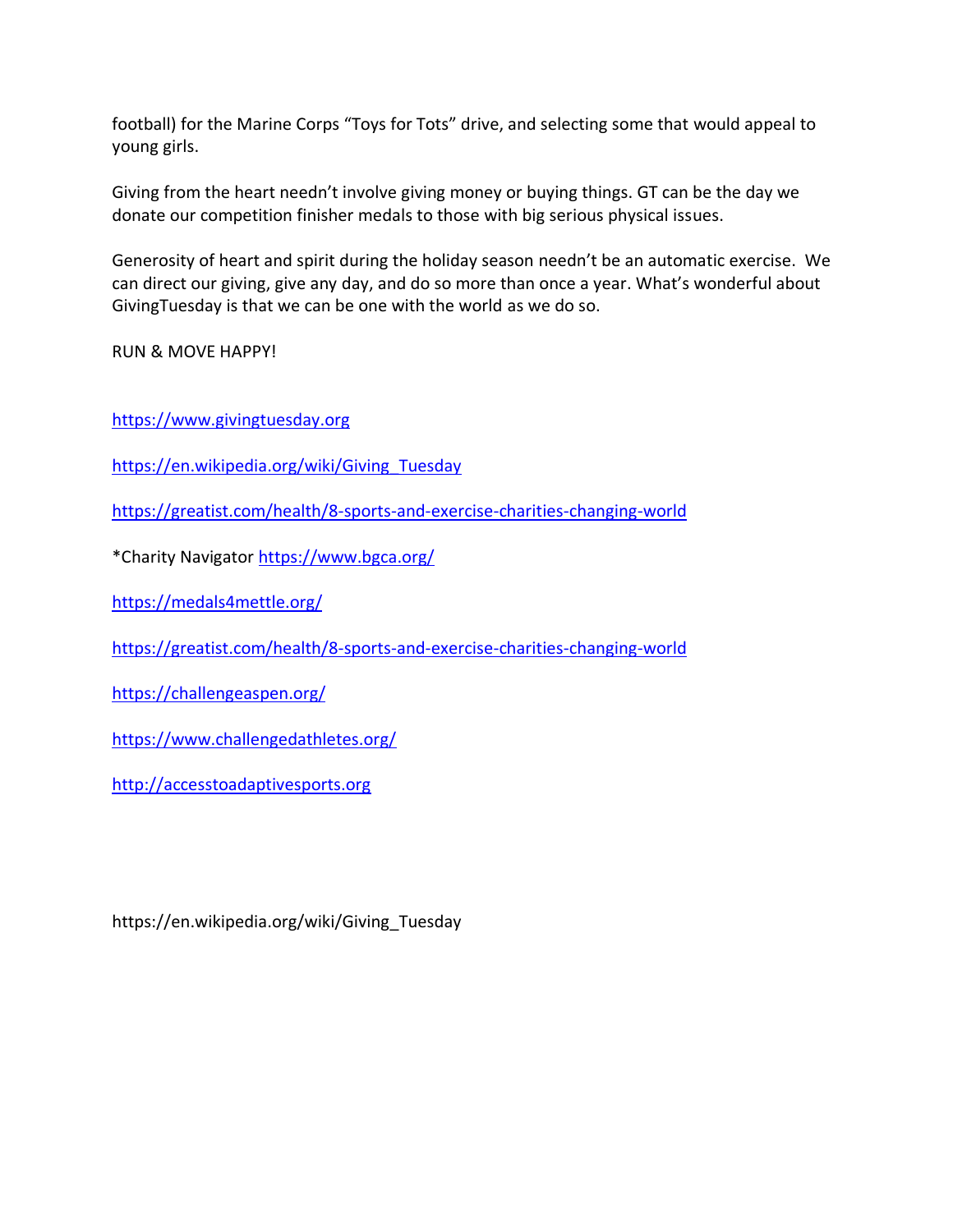football) for the Marine Corps "Toys for Tots" drive, and selecting some that would appeal to young girls.

Giving from the heart needn't involve giving money or buying things. GT can be the day we donate our competition finisher medals to those with big serious physical issues.

Generosity of heart and spirit during the holiday season needn't be an automatic exercise. We can direct our giving, give any day, and do so more than once a year. What's wonderful about GivingTuesday is that we can be one with the world as we do so.

RUN & MOVE HAPPY!

https://www.givingtuesday.org

https://en.wikipedia.org/wiki/Giving_Tuesday

https://greatist.com/health/8-sports-and-exercise-charities-changing-world

*Charity Navigator https://www.bgca.org/

https://medals4mettle.org/

https://greatist.com/health/8-sports-and-exercise-charities-changing-world

https://challengeaspen.org/

https://www.challengedathletes.org/

http://accesstoadaptivesports.org

https://en.wikipedia.org/wiki/Giving_Tuesday